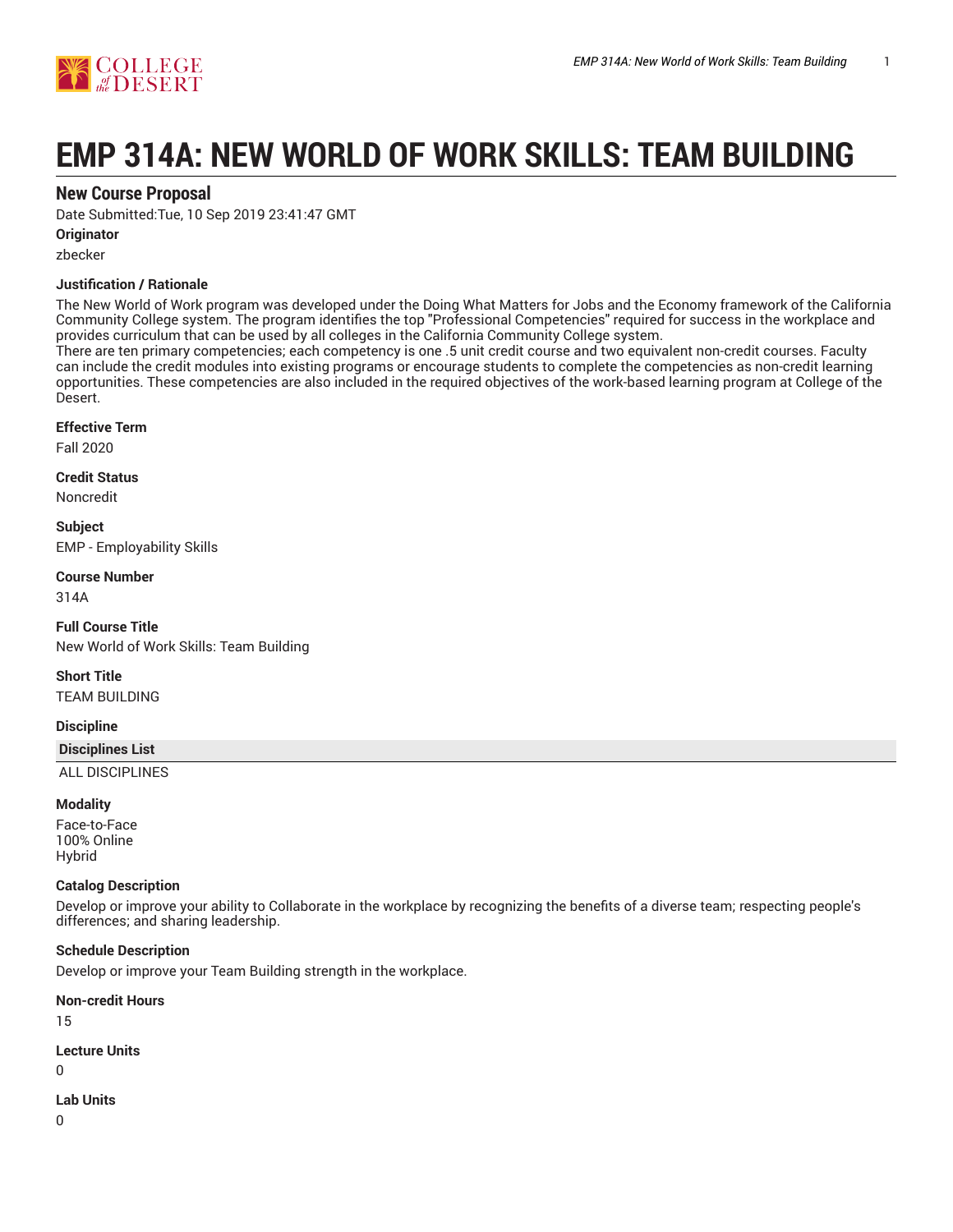# EMP 314A: NEW WORLD OF WORK SKILLS: TEAM BUILDING

## New Course Proposal

Date Submitted:Tue, 10 Sep 2019 23:41:47 GMT

**Originator**

zbecker

**Justification / Rationale**

The New World of Work program was developed under the Doing What Matters for Jobs and the Economy framework of the California Community College system. The program identifies the top "Professional Competencies" required for success in the workplace and provides curriculum that can be used by all colleges in the California Community College system.
There are ten primary competencies; each competency is one .5 unit credit course and two equivalent non-credit courses. Faculty can include the credit modules into existing programs or encourage students to complete the competencies as non-credit learning opportunities. These competencies are also included in the required objectives of the work-based learning program at College of the Desert.

**Effective Term**

Fall 2020

**Credit Status**

Noncredit

**Subject**

EMP - Employability Skills

**Course Number**

314A

**Full Course Title**

New World of Work Skills: Team Building

**Short Title**

TEAM BUILDING

**Discipline**

| Disciplines List |
| --- |
| ALL DISCIPLINES |

**Modality**

Face-to-Face
100% Online
Hybrid

**Catalog Description**

Develop or improve your ability to Collaborate in the workplace by recognizing the benefits of a diverse team; respecting people's differences; and sharing leadership.

**Schedule Description**

Develop or improve your Team Building strength in the workplace.

**Non-credit Hours**

15

**Lecture Units**

0

**Lab Units**

0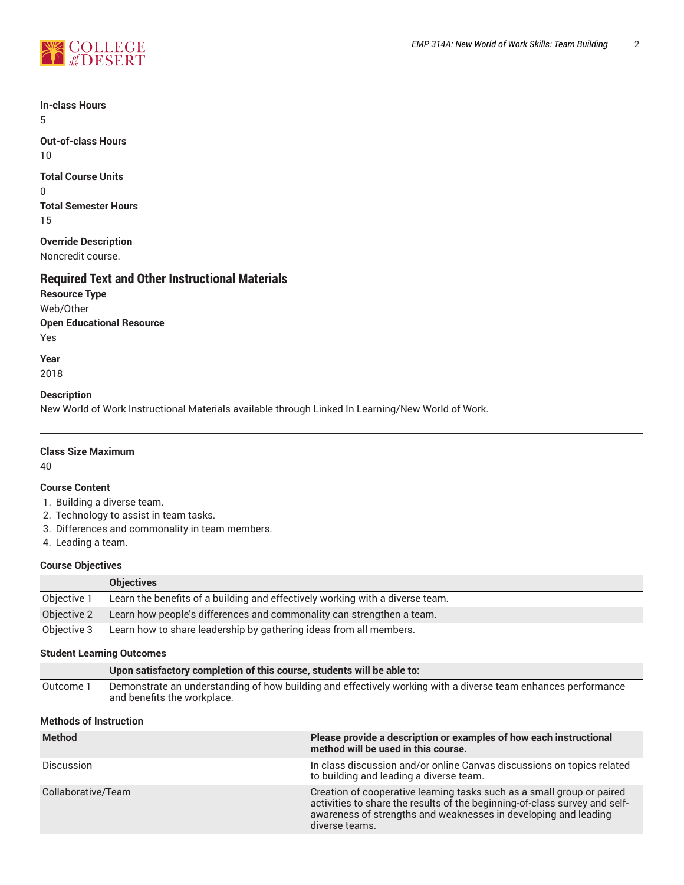**In-class Hours**
5

**Out-of-class Hours**
10

**Total Course Units**
0

**Total Semester Hours**
15

**Override Description**
Noncredit course.

## Required Text and Other Instructional Materials

**Resource Type**
Web/Other

**Open Educational Resource**
Yes

**Year**
2018

**Description**
New World of Work Instructional Materials available through Linked In Learning/New World of Work.

---

**Class Size Maximum**
40

**Course Content**

1. Building a diverse team.
2. Technology to assist in team tasks.
3. Differences and commonality in team members.
4. Leading a team.

**Course Objectives**

| | Objectives |
|---|---|
| Objective 1 | Learn the benefits of a building and effectively working with a diverse team. |
| Objective 2 | Learn how people's differences and commonality can strengthen a team. |
| Objective 3 | Learn how to share leadership by gathering ideas from all members. |

**Student Learning Outcomes**

| | Upon satisfactory completion of this course, students will be able to: |
|---|---|
| Outcome 1 | Demonstrate an understanding of how building and effectively working with a diverse team enhances performance and benefits the workplace. |

**Methods of Instruction**

| Method | Please provide a description or examples of how each instructional method will be used in this course. |
|---|---|
| Discussion | In class discussion and/or online Canvas discussions on topics related to building and leading a diverse team. |
| Collaborative/Team | Creation of cooperative learning tasks such as a small group or paired activities to share the results of the beginning-of-class survey and self-awareness of strengths and weaknesses in developing and leading diverse teams. |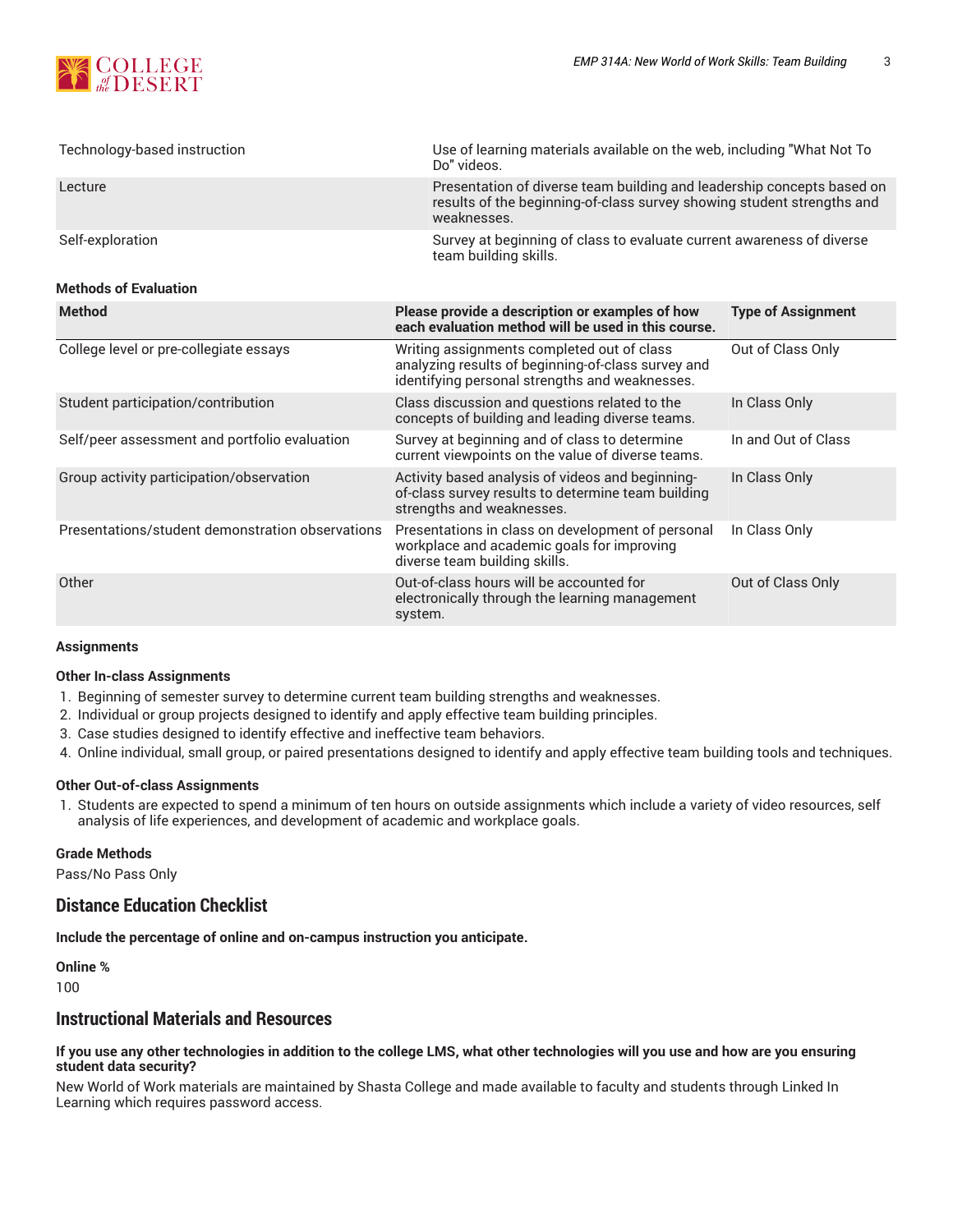| | |
|---|---|
| Technology-based instruction | Use of learning materials available on the web, including "What Not To Do" videos. |
| Lecture | Presentation of diverse team building and leadership concepts based on results of the beginning-of-class survey showing student strengths and weaknesses. |
| Self-exploration | Survey at beginning of class to evaluate current awareness of diverse team building skills. |

**Methods of Evaluation**

| Method | Please provide a description or examples of how each evaluation method will be used in this course. | Type of Assignment |
|---|---|---|
| College level or pre-collegiate essays | Writing assignments completed out of class analyzing results of beginning-of-class survey and identifying personal strengths and weaknesses. | Out of Class Only |
| Student participation/contribution | Class discussion and questions related to the concepts of building and leading diverse teams. | In Class Only |
| Self/peer assessment and portfolio evaluation | Survey at beginning and of class to determine current viewpoints on the value of diverse teams. | In and Out of Class |
| Group activity participation/observation | Activity based analysis of videos and beginning-of-class survey results to determine team building strengths and weaknesses. | In Class Only |
| Presentations/student demonstration observations | Presentations in class on development of personal workplace and academic goals for improving diverse team building skills. | In Class Only |
| Other | Out-of-class hours will be accounted for electronically through the learning management system. | Out of Class Only |

**Assignments**

**Other In-class Assignments**

1. Beginning of semester survey to determine current team building strengths and weaknesses.
2. Individual or group projects designed to identify and apply effective team building principles.
3. Case studies designed to identify effective and ineffective team behaviors.
4. Online individual, small group, or paired presentations designed to identify and apply effective team building tools and techniques.

**Other Out-of-class Assignments**

1. Students are expected to spend a minimum of ten hours on outside assignments which include a variety of video resources, self analysis of life experiences, and development of academic and workplace goals.

**Grade Methods**

Pass/No Pass Only

## Distance Education Checklist

**Include the percentage of online and on-campus instruction you anticipate.**

**Online %**

100

## Instructional Materials and Resources

**If you use any other technologies in addition to the college LMS, what other technologies will you use and how are you ensuring student data security?**

New World of Work materials are maintained by Shasta College and made available to faculty and students through Linked In Learning which requires password access.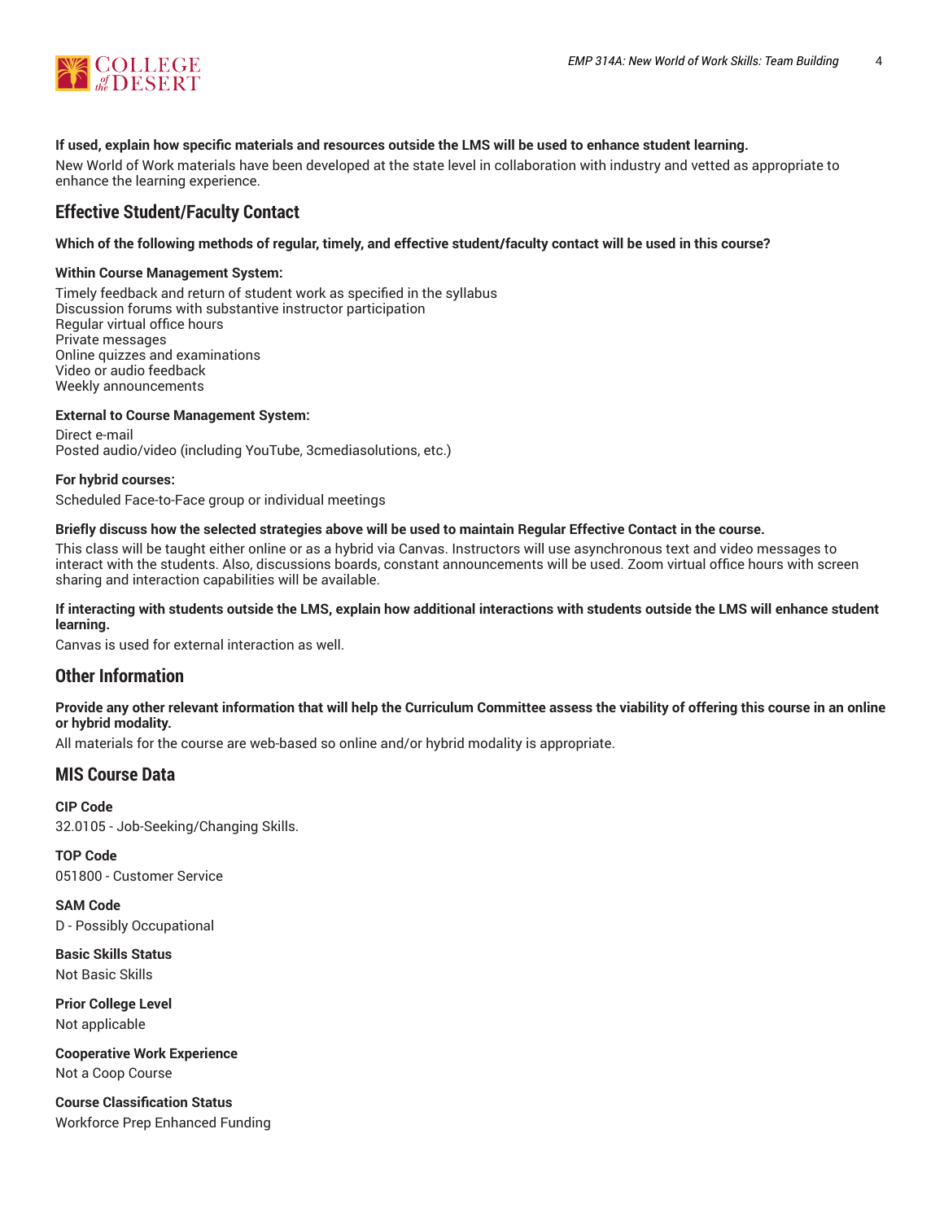**If used, explain how specific materials and resources outside the LMS will be used to enhance student learning.**

New World of Work materials have been developed at the state level in collaboration with industry and vetted as appropriate to enhance the learning experience.

## Effective Student/Faculty Contact

**Which of the following methods of regular, timely, and effective student/faculty contact will be used in this course?**

**Within Course Management System:**

Timely feedback and return of student work as specified in the syllabus
Discussion forums with substantive instructor participation
Regular virtual office hours
Private messages
Online quizzes and examinations
Video or audio feedback
Weekly announcements

**External to Course Management System:**

Direct e-mail
Posted audio/video (including YouTube, 3cmediasolutions, etc.)

**For hybrid courses:**

Scheduled Face-to-Face group or individual meetings

**Briefly discuss how the selected strategies above will be used to maintain Regular Effective Contact in the course.**

This class will be taught either online or as a hybrid via Canvas. Instructors will use asynchronous text and video messages to interact with the students. Also, discussions boards, constant announcements will be used. Zoom virtual office hours with screen sharing and interaction capabilities will be available.

**If interacting with students outside the LMS, explain how additional interactions with students outside the LMS will enhance student learning.**

Canvas is used for external interaction as well.

## Other Information

**Provide any other relevant information that will help the Curriculum Committee assess the viability of offering this course in an online or hybrid modality.**

All materials for the course are web-based so online and/or hybrid modality is appropriate.

## MIS Course Data

**CIP Code**
32.0105 - Job-Seeking/Changing Skills.

**TOP Code**
051800 - Customer Service

**SAM Code**
D - Possibly Occupational

**Basic Skills Status**
Not Basic Skills

**Prior College Level**
Not applicable

**Cooperative Work Experience**
Not a Coop Course

**Course Classification Status**
Workforce Prep Enhanced Funding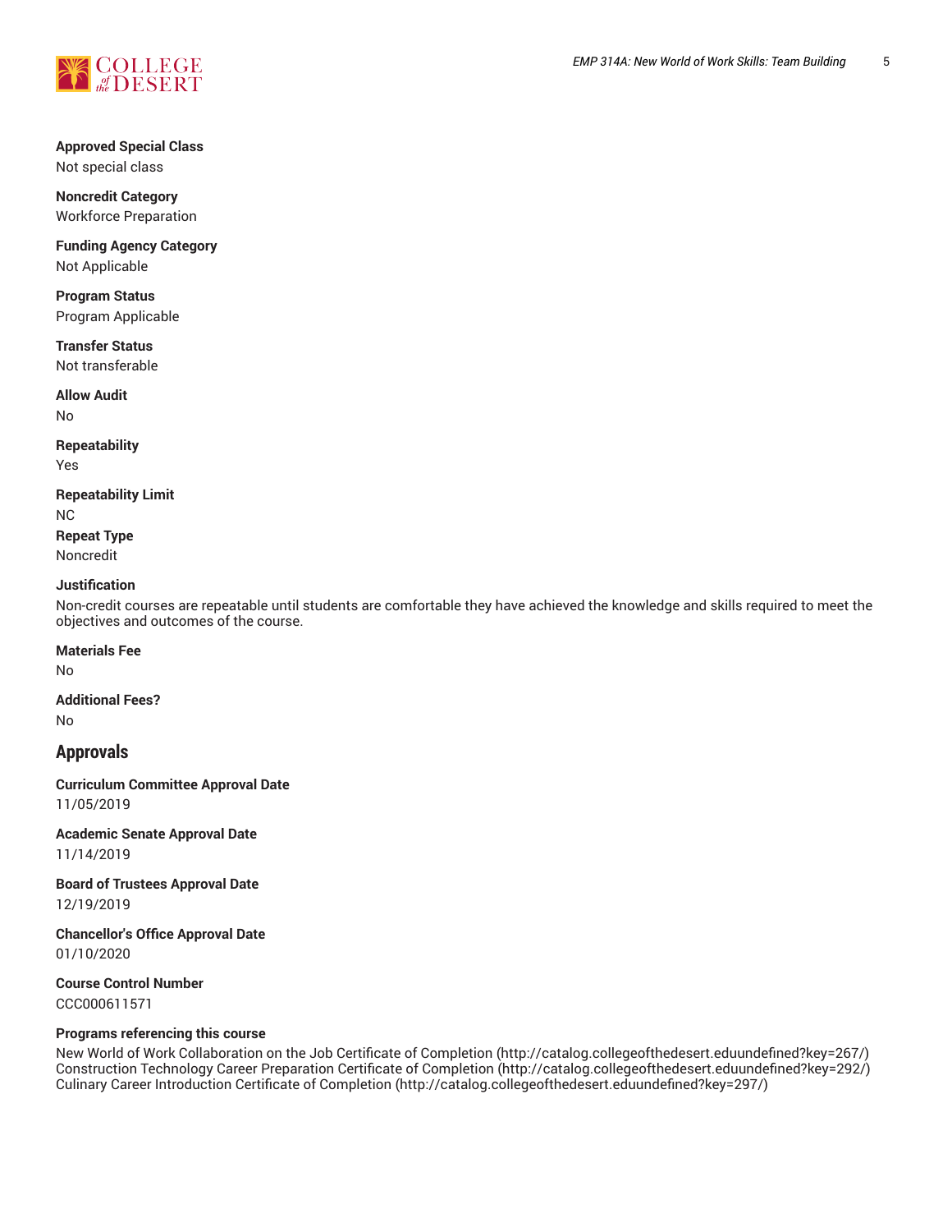**Approved Special Class**
Not special class

**Noncredit Category**
Workforce Preparation

**Funding Agency Category**
Not Applicable

**Program Status**
Program Applicable

**Transfer Status**
Not transferable

**Allow Audit**
No

**Repeatability**
Yes

**Repeatability Limit**
NC

**Repeat Type**
Noncredit

**Justification**
Non-credit courses are repeatable until students are comfortable they have achieved the knowledge and skills required to meet the objectives and outcomes of the course.

**Materials Fee**
No

**Additional Fees?**
No

## Approvals

**Curriculum Committee Approval Date**
11/05/2019

**Academic Senate Approval Date**
11/14/2019

**Board of Trustees Approval Date**
12/19/2019

**Chancellor's Office Approval Date**
01/10/2020

**Course Control Number**
CCC000611571

**Programs referencing this course**
New World of Work Collaboration on the Job Certificate of Completion (http://catalog.collegeofthedesert.eduundefined?key=267/)
Construction Technology Career Preparation Certificate of Completion (http://catalog.collegeofthedesert.eduundefined?key=292/)
Culinary Career Introduction Certificate of Completion (http://catalog.collegeofthedesert.eduundefined?key=297/)